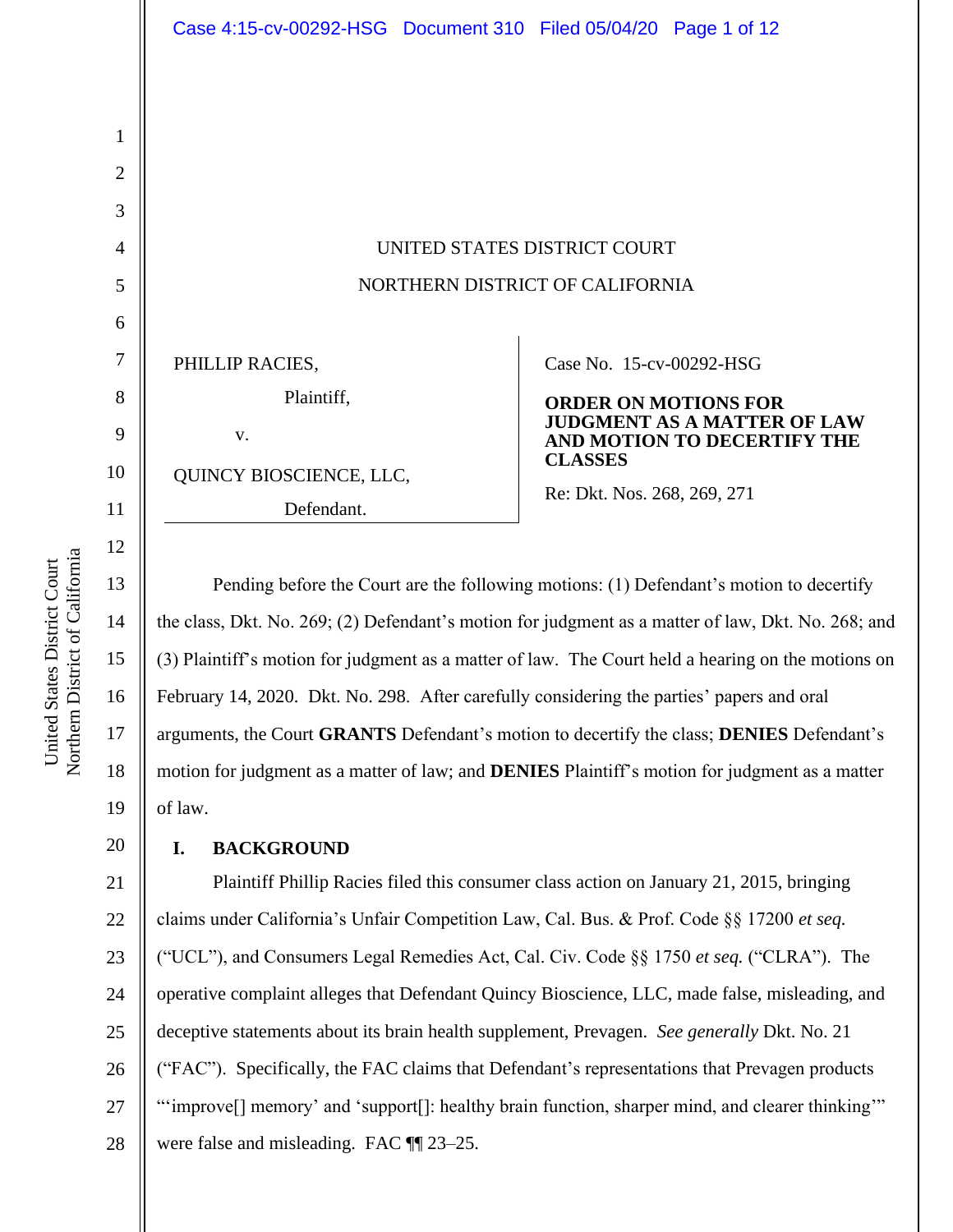UNITED STATES DISTRICT COURT

NORTHERN DISTRICT OF CALIFORNIA

PHILLIP RACIES,

Plaintiff,

v.

QUINCY BIOSCIENCE, LLC,

Defendant.

Case No. 15-cv-00292-HSG

**ORDER ON MOTIONS FOR JUDGMENT AS A MATTER OF LAW AND MOTION TO DECERTIFY THE CLASSES**

Re: Dkt. Nos. 268, 269, 271

Pending before the Court are the following motions: (1) Defendant's motion to decertify the class, Dkt. No. 269; (2) Defendant's motion for judgment as a matter of law, Dkt. No. 268; and (3) Plaintiff's motion for judgment as a matter of law. The Court held a hearing on the motions on February 14, 2020. Dkt. No. 298. After carefully considering the parties' papers and oral arguments, the Court **GRANTS** Defendant's motion to decertify the class; **DENIES** Defendant's motion for judgment as a matter of law; and **DENIES** Plaintiff's motion for judgment as a matter of law.

## I. BACKGROUND

Plaintiff Phillip Racies filed this consumer class action on January 21, 2015, bringing claims under California's Unfair Competition Law, Cal. Bus. & Prof. Code §§ 17200 *et seq.* ("UCL"), and Consumers Legal Remedies Act, Cal. Civ. Code §§ 1750 *et seq.* ("CLRA"). The operative complaint alleges that Defendant Quincy Bioscience, LLC, made false, misleading, and deceptive statements about its brain health supplement, Prevagen. *See generally* Dkt. No. 21 ("FAC"). Specifically, the FAC claims that Defendant's representations that Prevagen products "'improve[] memory' and 'support[]: healthy brain function, sharper mind, and clearer thinking'" were false and misleading. FAC ¶¶ 23–25.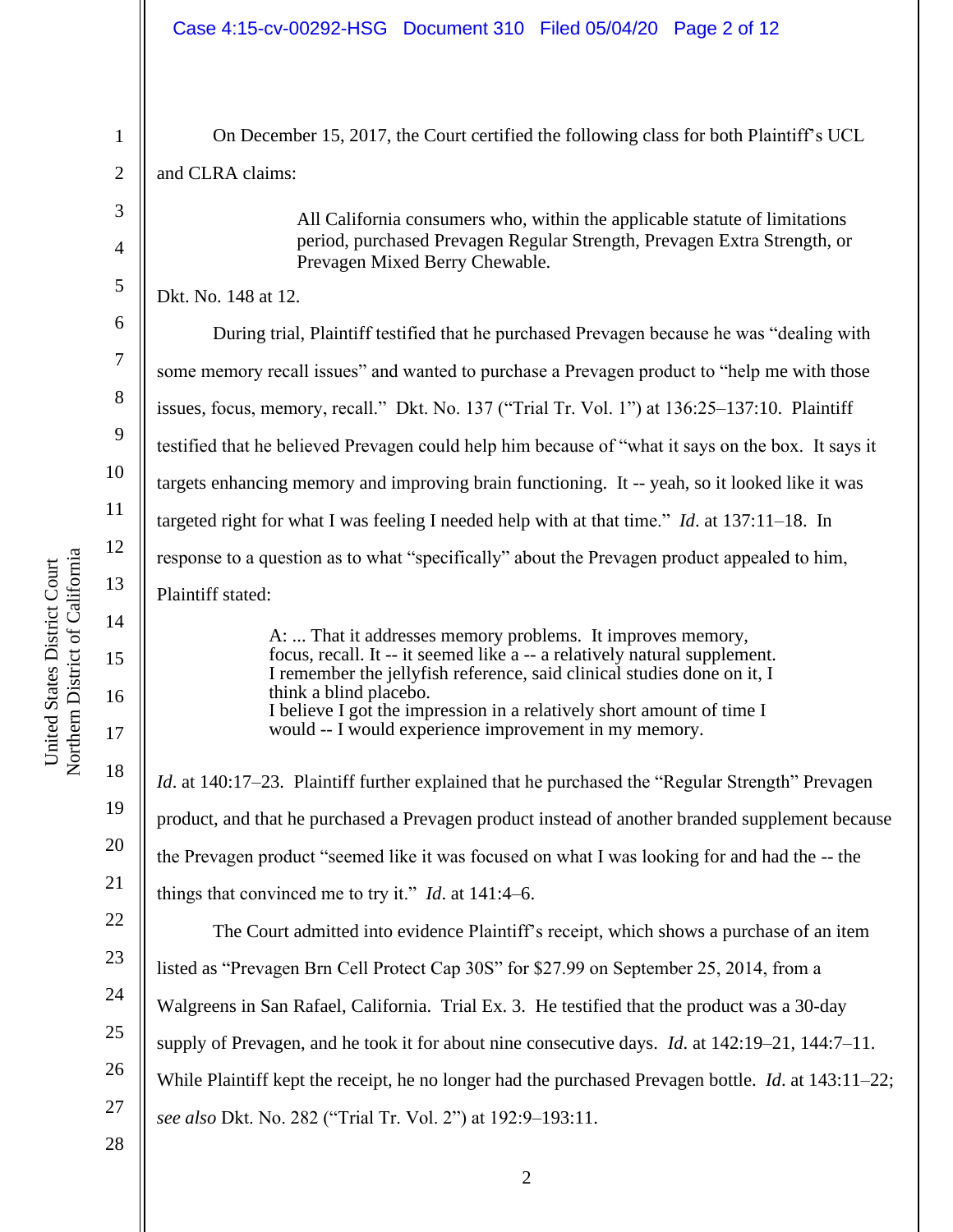On December 15, 2017, the Court certified the following class for both Plaintiff's UCL and CLRA claims:

> All California consumers who, within the applicable statute of limitations period, purchased Prevagen Regular Strength, Prevagen Extra Strength, or Prevagen Mixed Berry Chewable.

Dkt. No. 148 at 12.

During trial, Plaintiff testified that he purchased Prevagen because he was "dealing with some memory recall issues" and wanted to purchase a Prevagen product to "help me with those issues, focus, memory, recall." Dkt. No. 137 ("Trial Tr. Vol. 1") at 136:25–137:10. Plaintiff testified that he believed Prevagen could help him because of "what it says on the box. It says it targets enhancing memory and improving brain functioning. It -- yeah, so it looked like it was targeted right for what I was feeling I needed help with at that time." *Id*. at 137:11–18. In response to a question as to what "specifically" about the Prevagen product appealed to him, Plaintiff stated:

> A: ... That it addresses memory problems. It improves memory, focus, recall. It -- it seemed like a -- a relatively natural supplement. I remember the jellyfish reference, said clinical studies done on it, I think a blind placebo.
> I believe I got the impression in a relatively short amount of time I would -- I would experience improvement in my memory.

*Id*. at 140:17–23. Plaintiff further explained that he purchased the "Regular Strength" Prevagen product, and that he purchased a Prevagen product instead of another branded supplement because the Prevagen product "seemed like it was focused on what I was looking for and had the -- the things that convinced me to try it." *Id*. at 141:4–6.

The Court admitted into evidence Plaintiff's receipt, which shows a purchase of an item listed as "Prevagen Brn Cell Protect Cap 30S" for $27.99 on September 25, 2014, from a Walgreens in San Rafael, California. Trial Ex. 3. He testified that the product was a 30-day supply of Prevagen, and he took it for about nine consecutive days. *Id*. at 142:19–21, 144:7–11. While Plaintiff kept the receipt, he no longer had the purchased Prevagen bottle. *Id*. at 143:11–22; *see also* Dkt. No. 282 ("Trial Tr. Vol. 2") at 192:9–193:11.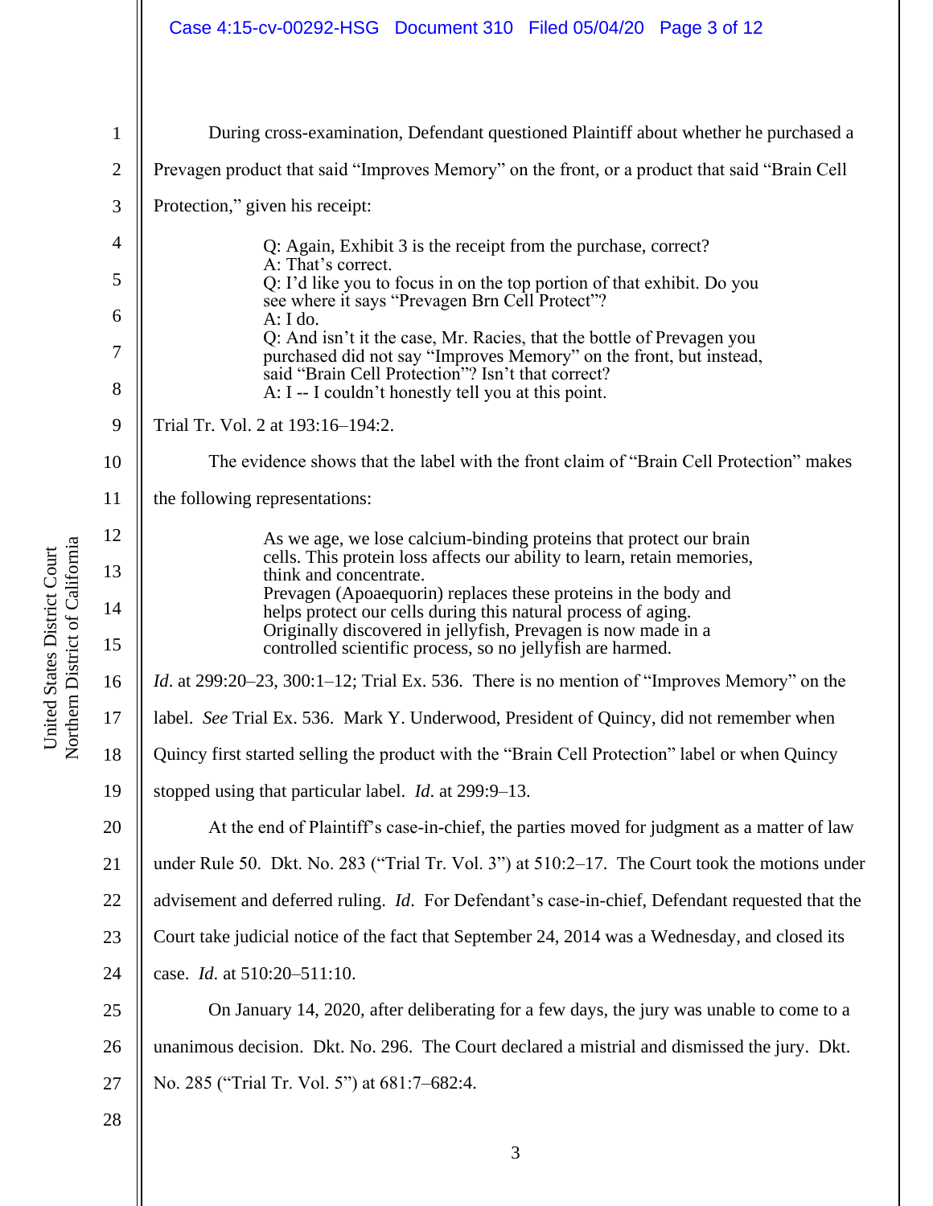During cross-examination, Defendant questioned Plaintiff about whether he purchased a Prevagen product that said "Improves Memory" on the front, or a product that said "Brain Cell Protection," given his receipt:

> Q: Again, Exhibit 3 is the receipt from the purchase, correct?
> A: That's correct.
> Q: I'd like you to focus in on the top portion of that exhibit. Do you see where it says "Prevagen Brn Cell Protect"?
> A: I do.
> Q: And isn't it the case, Mr. Racies, that the bottle of Prevagen you purchased did not say "Improves Memory" on the front, but instead, said "Brain Cell Protection"? Isn't that correct?
> A: I -- I couldn't honestly tell you at this point.

Trial Tr. Vol. 2 at 193:16–194:2.

The evidence shows that the label with the front claim of "Brain Cell Protection" makes the following representations:

> As we age, we lose calcium-binding proteins that protect our brain cells. This protein loss affects our ability to learn, retain memories, think and concentrate.
> Prevagen (Apoaequorin) replaces these proteins in the body and helps protect our cells during this natural process of aging.
> Originally discovered in jellyfish, Prevagen is now made in a controlled scientific process, so no jellyfish are harmed.

*Id*. at 299:20–23, 300:1–12; Trial Ex. 536. There is no mention of "Improves Memory" on the label. *See* Trial Ex. 536. Mark Y. Underwood, President of Quincy, did not remember when Quincy first started selling the product with the "Brain Cell Protection" label or when Quincy stopped using that particular label. *Id*. at 299:9–13.

At the end of Plaintiff's case-in-chief, the parties moved for judgment as a matter of law under Rule 50. Dkt. No. 283 ("Trial Tr. Vol. 3") at 510:2–17. The Court took the motions under advisement and deferred ruling. *Id*. For Defendant's case-in-chief, Defendant requested that the Court take judicial notice of the fact that September 24, 2014 was a Wednesday, and closed its case. *Id*. at 510:20–511:10.

On January 14, 2020, after deliberating for a few days, the jury was unable to come to a unanimous decision. Dkt. No. 296. The Court declared a mistrial and dismissed the jury. Dkt. No. 285 ("Trial Tr. Vol. 5") at 681:7–682:4.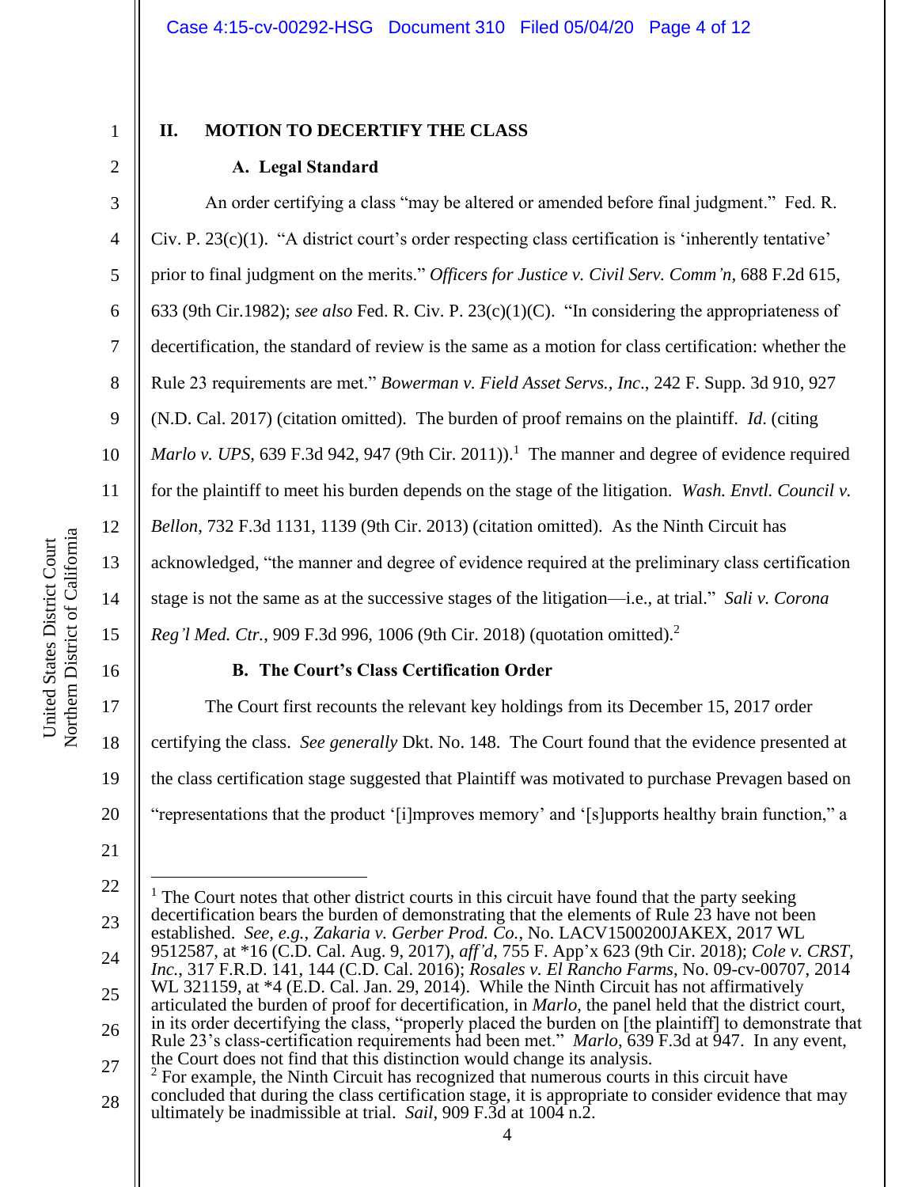## II. MOTION TO DECERTIFY THE CLASS

### A. Legal Standard

An order certifying a class "may be altered or amended before final judgment." Fed. R. Civ. P. 23(c)(1). "A district court's order respecting class certification is 'inherently tentative' prior to final judgment on the merits." *Officers for Justice v. Civil Serv. Comm'n,* 688 F.2d 615, 633 (9th Cir.1982); *see also* Fed. R. Civ. P. 23(c)(1)(C). "In considering the appropriateness of decertification, the standard of review is the same as a motion for class certification: whether the Rule 23 requirements are met." *Bowerman v. Field Asset Servs., Inc*., 242 F. Supp. 3d 910, 927 (N.D. Cal. 2017) (citation omitted). The burden of proof remains on the plaintiff. *Id.* (citing *Marlo v. UPS*, 639 F.3d 942, 947 (9th Cir. 2011)).[1] The manner and degree of evidence required for the plaintiff to meet his burden depends on the stage of the litigation. *Wash. Envtl. Council v. Bellon*, 732 F.3d 1131, 1139 (9th Cir. 2013) (citation omitted). As the Ninth Circuit has acknowledged, "the manner and degree of evidence required at the preliminary class certification stage is not the same as at the successive stages of the litigation—i.e., at trial." *Sali v. Corona Reg'l Med. Ctr.*, 909 F.3d 996, 1006 (9th Cir. 2018) (quotation omitted).[2]

### B. The Court's Class Certification Order

The Court first recounts the relevant key holdings from its December 15, 2017 order certifying the class. *See generally* Dkt. No. 148. The Court found that the evidence presented at the class certification stage suggested that Plaintiff was motivated to purchase Prevagen based on "representations that the product '[i]mproves memory' and '[s]upports healthy brain function," a

---

[1] The Court notes that other district courts in this circuit have found that the party seeking decertification bears the burden of demonstrating that the elements of Rule 23 have not been established. *See, e.g.*, *Zakaria v. Gerber Prod. Co.*, No. LACV1500200JAKEX, 2017 WL 9512587, at *16 (C.D. Cal. Aug. 9, 2017), *aff'd*, 755 F. App'x 623 (9th Cir. 2018); *Cole v. CRST, Inc.*, 317 F.R.D. 141, 144 (C.D. Cal. 2016); *Rosales v. El Rancho Farms*, No. 09-cv-00707, 2014 WL 321159, at *4 (E.D. Cal. Jan. 29, 2014). While the Ninth Circuit has not affirmatively articulated the burden of proof for decertification, in *Marlo*, the panel held that the district court, in its order decertifying the class, "properly placed the burden on [the plaintiff] to demonstrate that Rule 23's class-certification requirements had been met." *Marlo*, 639 F.3d at 947. In any event, the Court does not find that this distinction would change its analysis.

[2] For example, the Ninth Circuit has recognized that numerous courts in this circuit have concluded that during the class certification stage, it is appropriate to consider evidence that may ultimately be inadmissible at trial. *Sail*, 909 F.3d at 1004 n.2.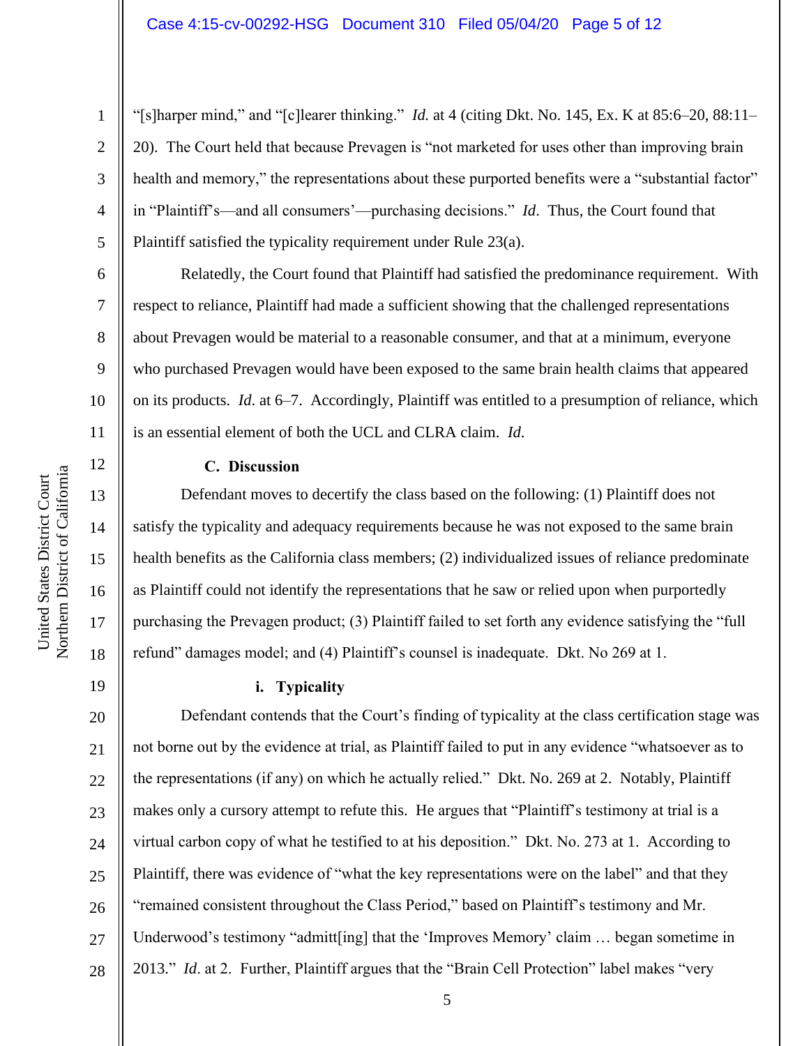"[s]harper mind," and "[c]learer thinking." *Id.* at 4 (citing Dkt. No. 145, Ex. K at 85:6–20, 88:11–20). The Court held that because Prevagen is "not marketed for uses other than improving brain health and memory," the representations about these purported benefits were a "substantial factor" in "Plaintiff's—and all consumers'—purchasing decisions." *Id*. Thus, the Court found that Plaintiff satisfied the typicality requirement under Rule 23(a).

Relatedly, the Court found that Plaintiff had satisfied the predominance requirement. With respect to reliance, Plaintiff had made a sufficient showing that the challenged representations about Prevagen would be material to a reasonable consumer, and that at a minimum, everyone who purchased Prevagen would have been exposed to the same brain health claims that appeared on its products. *Id.* at 6–7. Accordingly, Plaintiff was entitled to a presumption of reliance, which is an essential element of both the UCL and CLRA claim. *Id.*

### C. Discussion

Defendant moves to decertify the class based on the following: (1) Plaintiff does not satisfy the typicality and adequacy requirements because he was not exposed to the same brain health benefits as the California class members; (2) individualized issues of reliance predominate as Plaintiff could not identify the representations that he saw or relied upon when purportedly purchasing the Prevagen product; (3) Plaintiff failed to set forth any evidence satisfying the "full refund" damages model; and (4) Plaintiff's counsel is inadequate. Dkt. No 269 at 1.

#### i. Typicality

Defendant contends that the Court's finding of typicality at the class certification stage was not borne out by the evidence at trial, as Plaintiff failed to put in any evidence "whatsoever as to the representations (if any) on which he actually relied." Dkt. No. 269 at 2. Notably, Plaintiff makes only a cursory attempt to refute this. He argues that "Plaintiff's testimony at trial is a virtual carbon copy of what he testified to at his deposition." Dkt. No. 273 at 1. According to Plaintiff, there was evidence of "what the key representations were on the label" and that they "remained consistent throughout the Class Period," based on Plaintiff's testimony and Mr. Underwood's testimony "admitt[ing] that the 'Improves Memory' claim … began sometime in 2013." *Id*. at 2. Further, Plaintiff argues that the "Brain Cell Protection" label makes "very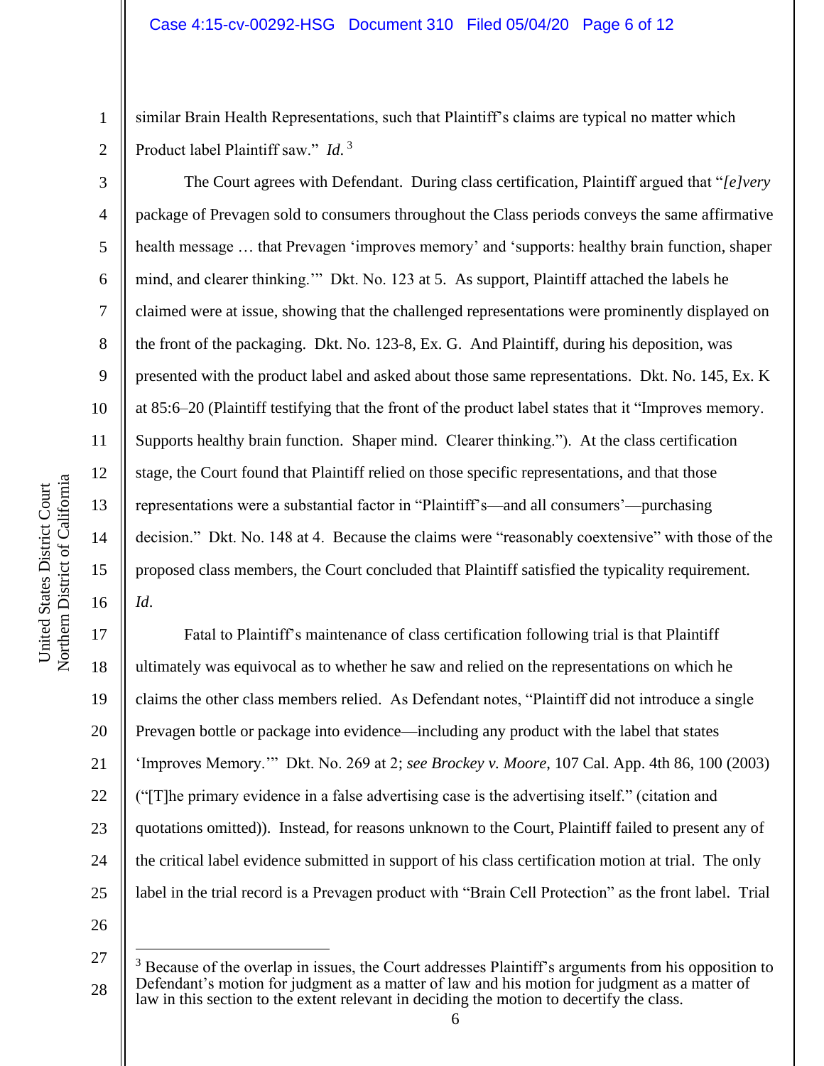similar Brain Health Representations, such that Plaintiff's claims are typical no matter which Product label Plaintiff saw." *Id.* [3]

The Court agrees with Defendant. During class certification, Plaintiff argued that "*[e]very* package of Prevagen sold to consumers throughout the Class periods conveys the same affirmative health message … that Prevagen 'improves memory' and 'supports: healthy brain function, shaper mind, and clearer thinking.'" Dkt. No. 123 at 5. As support, Plaintiff attached the labels he claimed were at issue, showing that the challenged representations were prominently displayed on the front of the packaging. Dkt. No. 123-8, Ex. G. And Plaintiff, during his deposition, was presented with the product label and asked about those same representations. Dkt. No. 145, Ex. K at 85:6–20 (Plaintiff testifying that the front of the product label states that it "Improves memory. Supports healthy brain function. Shaper mind. Clearer thinking."). At the class certification stage, the Court found that Plaintiff relied on those specific representations, and that those representations were a substantial factor in "Plaintiff's—and all consumers'—purchasing decision." Dkt. No. 148 at 4. Because the claims were "reasonably coextensive" with those of the proposed class members, the Court concluded that Plaintiff satisfied the typicality requirement. *Id*.

Fatal to Plaintiff's maintenance of class certification following trial is that Plaintiff ultimately was equivocal as to whether he saw and relied on the representations on which he claims the other class members relied. As Defendant notes, "Plaintiff did not introduce a single Prevagen bottle or package into evidence—including any product with the label that states 'Improves Memory.'" Dkt. No. 269 at 2; *see Brockey v. Moore*, 107 Cal. App. 4th 86, 100 (2003) ("[T]he primary evidence in a false advertising case is the advertising itself." (citation and quotations omitted)). Instead, for reasons unknown to the Court, Plaintiff failed to present any of the critical label evidence submitted in support of his class certification motion at trial. The only label in the trial record is a Prevagen product with "Brain Cell Protection" as the front label. Trial

[3] Because of the overlap in issues, the Court addresses Plaintiff's arguments from his opposition to Defendant's motion for judgment as a matter of law and his motion for judgment as a matter of law in this section to the extent relevant in deciding the motion to decertify the class.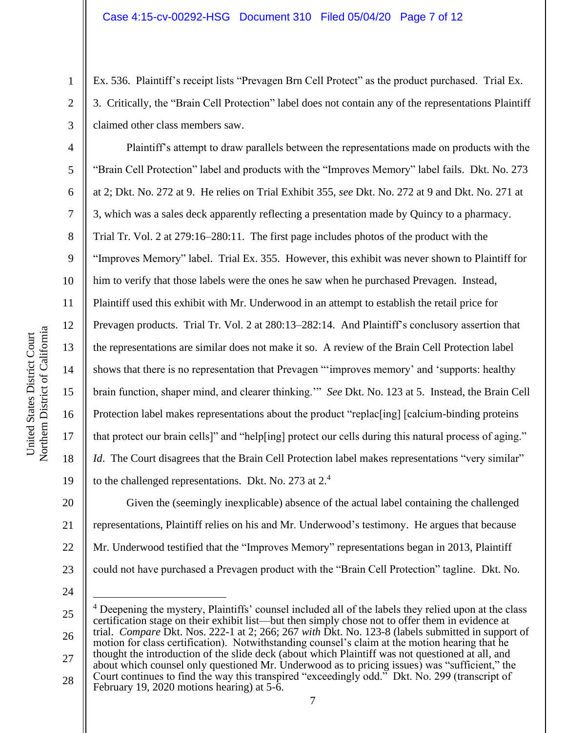Ex. 536. Plaintiff's receipt lists "Prevagen Brn Cell Protect" as the product purchased. Trial Ex. 3. Critically, the "Brain Cell Protection" label does not contain any of the representations Plaintiff claimed other class members saw.

Plaintiff's attempt to draw parallels between the representations made on products with the "Brain Cell Protection" label and products with the "Improves Memory" label fails. Dkt. No. 273 at 2; Dkt. No. 272 at 9. He relies on Trial Exhibit 355, *see* Dkt. No. 272 at 9 and Dkt. No. 271 at 3, which was a sales deck apparently reflecting a presentation made by Quincy to a pharmacy. Trial Tr. Vol. 2 at 279:16–280:11. The first page includes photos of the product with the "Improves Memory" label. Trial Ex. 355. However, this exhibit was never shown to Plaintiff for him to verify that those labels were the ones he saw when he purchased Prevagen. Instead, Plaintiff used this exhibit with Mr. Underwood in an attempt to establish the retail price for Prevagen products. Trial Tr. Vol. 2 at 280:13–282:14. And Plaintiff's conclusory assertion that the representations are similar does not make it so. A review of the Brain Cell Protection label shows that there is no representation that Prevagen "'improves memory' and 'supports: healthy brain function, shaper mind, and clearer thinking.'" *See* Dkt. No. 123 at 5. Instead, the Brain Cell Protection label makes representations about the product "replac[ing] [calcium-binding proteins that protect our brain cells]" and "help[ing] protect our cells during this natural process of aging." *Id*. The Court disagrees that the Brain Cell Protection label makes representations "very similar" to the challenged representations. Dkt. No. 273 at 2.[4]

Given the (seemingly inexplicable) absence of the actual label containing the challenged representations, Plaintiff relies on his and Mr. Underwood's testimony. He argues that because Mr. Underwood testified that the "Improves Memory" representations began in 2013, Plaintiff could not have purchased a Prevagen product with the "Brain Cell Protection" tagline. Dkt. No.

---

[4] Deepening the mystery, Plaintiffs' counsel included all of the labels they relied upon at the class certification stage on their exhibit list—but then simply chose not to offer them in evidence at trial. *Compare* Dkt. Nos. 222-1 at 2; 266; 267 *with* Dkt. No. 123-8 (labels submitted in support of motion for class certification). Notwithstanding counsel's claim at the motion hearing that he thought the introduction of the slide deck (about which Plaintiff was not questioned at all, and about which counsel only questioned Mr. Underwood as to pricing issues) was "sufficient," the Court continues to find the way this transpired "exceedingly odd." Dkt. No. 299 (transcript of February 19, 2020 motions hearing) at 5-6.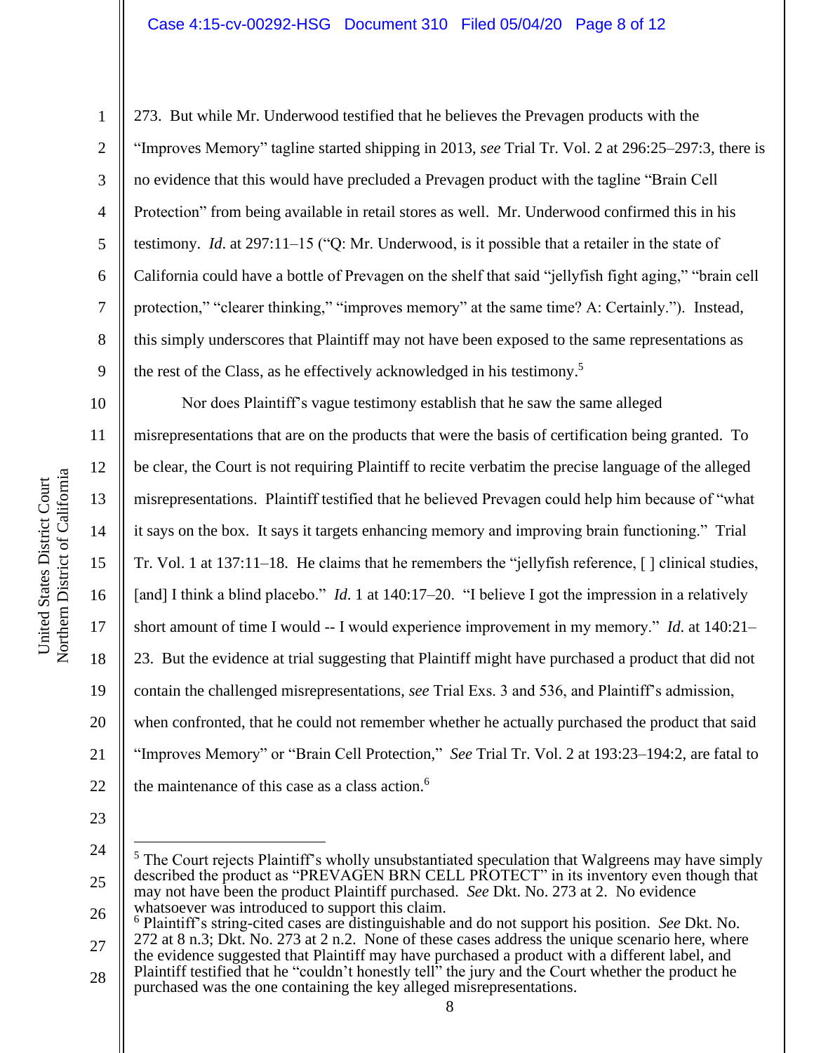273. But while Mr. Underwood testified that he believes the Prevagen products with the "Improves Memory" tagline started shipping in 2013, *see* Trial Tr. Vol. 2 at 296:25–297:3, there is no evidence that this would have precluded a Prevagen product with the tagline "Brain Cell Protection" from being available in retail stores as well. Mr. Underwood confirmed this in his testimony. *Id*. at 297:11–15 ("Q: Mr. Underwood, is it possible that a retailer in the state of California could have a bottle of Prevagen on the shelf that said "jellyfish fight aging," "brain cell protection," "clearer thinking," "improves memory" at the same time? A: Certainly."). Instead, this simply underscores that Plaintiff may not have been exposed to the same representations as the rest of the Class, as he effectively acknowledged in his testimony.[5]

Nor does Plaintiff's vague testimony establish that he saw the same alleged misrepresentations that are on the products that were the basis of certification being granted. To be clear, the Court is not requiring Plaintiff to recite verbatim the precise language of the alleged misrepresentations. Plaintiff testified that he believed Prevagen could help him because of "what it says on the box. It says it targets enhancing memory and improving brain functioning." Trial Tr. Vol. 1 at 137:11–18. He claims that he remembers the "jellyfish reference, [ ] clinical studies, [and] I think a blind placebo." *Id*. 1 at 140:17–20. "I believe I got the impression in a relatively short amount of time I would -- I would experience improvement in my memory." *Id*. at 140:21–23. But the evidence at trial suggesting that Plaintiff might have purchased a product that did not contain the challenged misrepresentations, *see* Trial Exs. 3 and 536, and Plaintiff's admission, when confronted, that he could not remember whether he actually purchased the product that said "Improves Memory" or "Brain Cell Protection," *See* Trial Tr. Vol. 2 at 193:23–194:2, are fatal to the maintenance of this case as a class action.[6]

---

[5] The Court rejects Plaintiff's wholly unsubstantiated speculation that Walgreens may have simply described the product as "PREVAGEN BRN CELL PROTECT" in its inventory even though that may not have been the product Plaintiff purchased. *See* Dkt. No. 273 at 2. No evidence whatsoever was introduced to support this claim.

[6] Plaintiff's string-cited cases are distinguishable and do not support his position. *See* Dkt. No. 272 at 8 n.3; Dkt. No. 273 at 2 n.2. None of these cases address the unique scenario here, where the evidence suggested that Plaintiff may have purchased a product with a different label, and Plaintiff testified that he "couldn't honestly tell" the jury and the Court whether the product he purchased was the one containing the key alleged misrepresentations.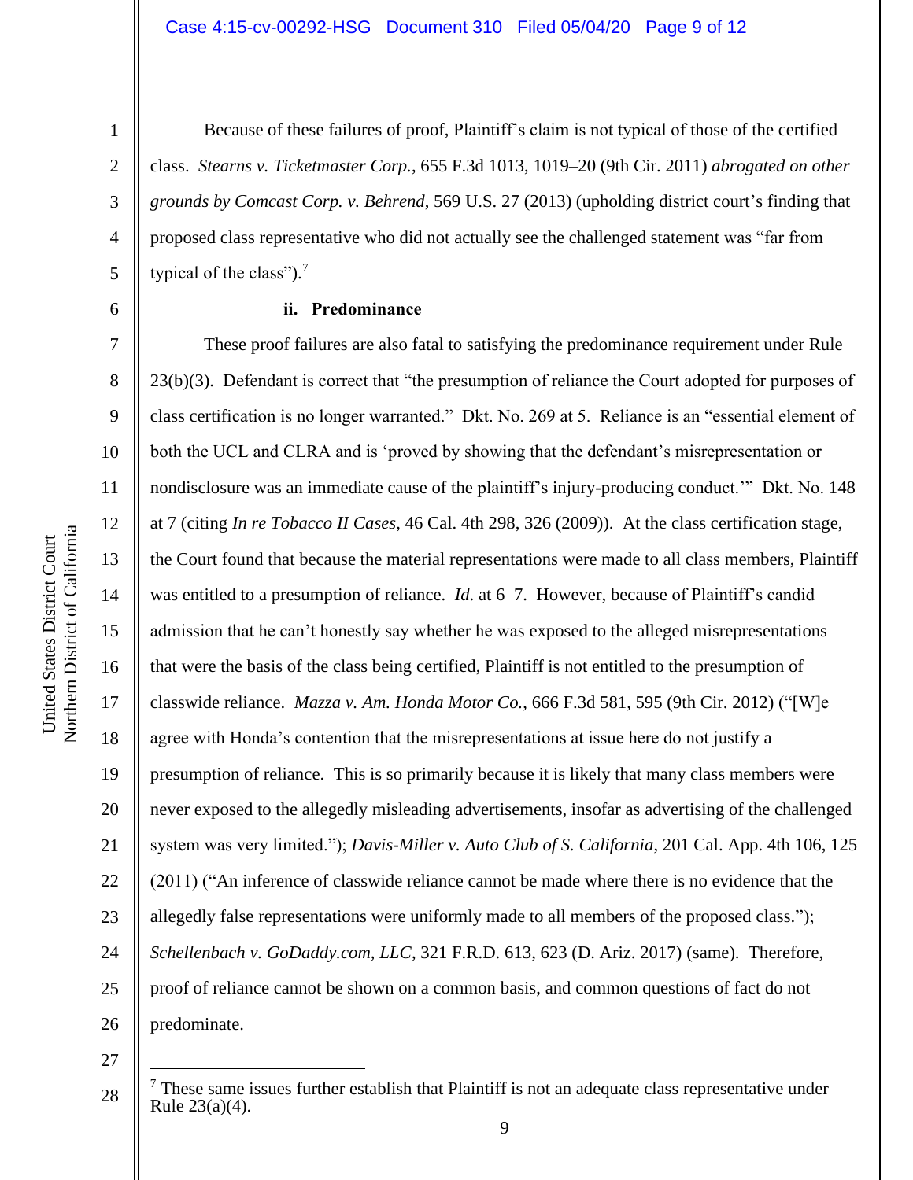Because of these failures of proof, Plaintiff's claim is not typical of those of the certified class. *Stearns v. Ticketmaster Corp.*, 655 F.3d 1013, 1019–20 (9th Cir. 2011) *abrogated on other grounds by Comcast Corp. v. Behrend*, 569 U.S. 27 (2013) (upholding district court's finding that proposed class representative who did not actually see the challenged statement was "far from typical of the class").[7]

**ii. Predominance**

These proof failures are also fatal to satisfying the predominance requirement under Rule 23(b)(3). Defendant is correct that "the presumption of reliance the Court adopted for purposes of class certification is no longer warranted." Dkt. No. 269 at 5. Reliance is an "essential element of both the UCL and CLRA and is 'proved by showing that the defendant's misrepresentation or nondisclosure was an immediate cause of the plaintiff's injury-producing conduct.'" Dkt. No. 148 at 7 (citing *In re Tobacco II Cases*, 46 Cal. 4th 298, 326 (2009)). At the class certification stage, the Court found that because the material representations were made to all class members, Plaintiff was entitled to a presumption of reliance. *Id.* at 6–7. However, because of Plaintiff's candid admission that he can't honestly say whether he was exposed to the alleged misrepresentations that were the basis of the class being certified, Plaintiff is not entitled to the presumption of classwide reliance. *Mazza v. Am. Honda Motor Co.*, 666 F.3d 581, 595 (9th Cir. 2012) ("[W]e agree with Honda's contention that the misrepresentations at issue here do not justify a presumption of reliance. This is so primarily because it is likely that many class members were never exposed to the allegedly misleading advertisements, insofar as advertising of the challenged system was very limited."); *Davis-Miller v. Auto Club of S. California*, 201 Cal. App. 4th 106, 125 (2011) ("An inference of classwide reliance cannot be made where there is no evidence that the allegedly false representations were uniformly made to all members of the proposed class."); *Schellenbach v. GoDaddy.com, LLC*, 321 F.R.D. 613, 623 (D. Ariz. 2017) (same). Therefore, proof of reliance cannot be shown on a common basis, and common questions of fact do not predominate.

---

[7] These same issues further establish that Plaintiff is not an adequate class representative under Rule 23(a)(4).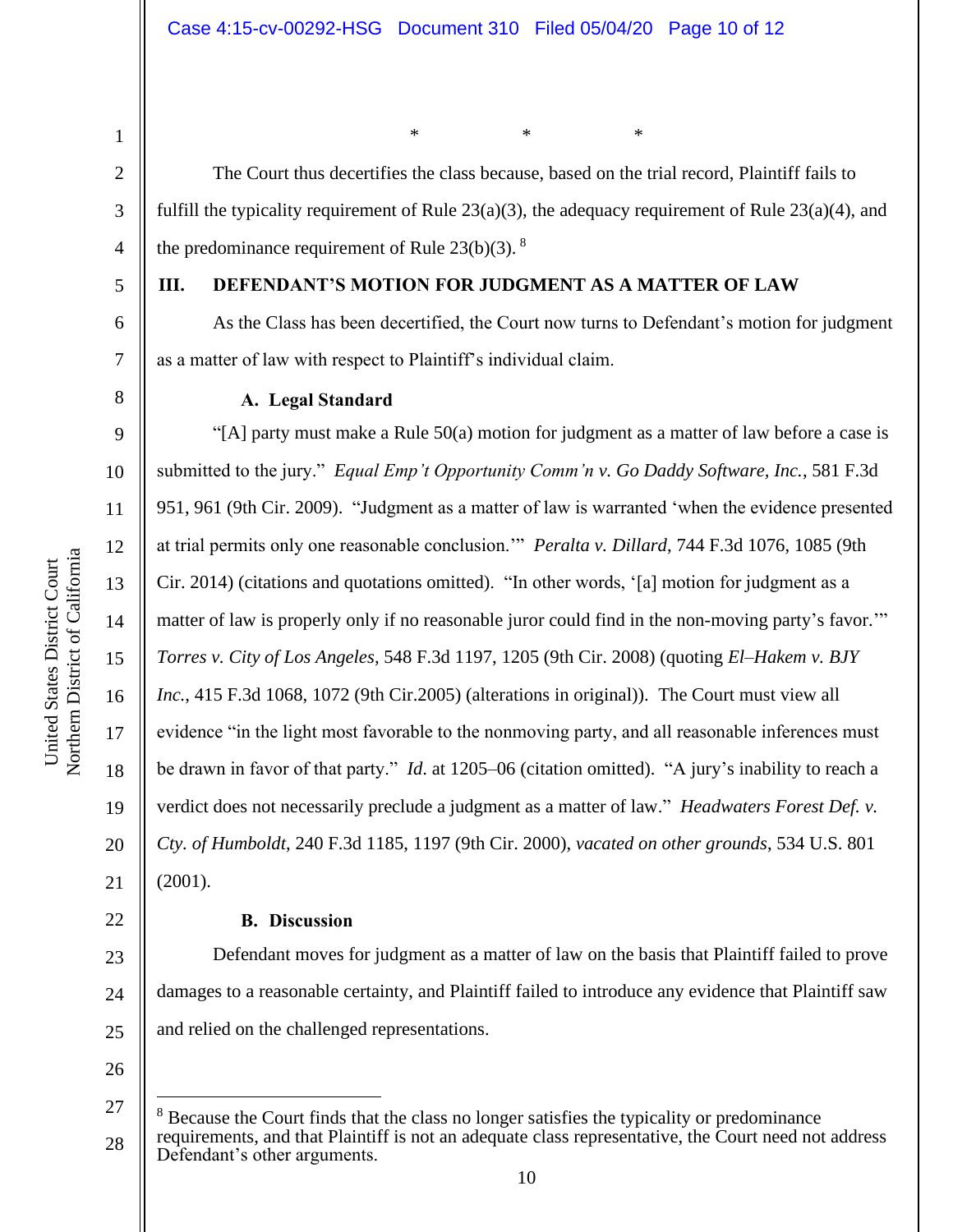\*           \*           \*

The Court thus decertifies the class because, based on the trial record, Plaintiff fails to fulfill the typicality requirement of Rule 23(a)(3), the adequacy requirement of Rule 23(a)(4), and the predominance requirement of Rule 23(b)(3). [8]

## III. DEFENDANT'S MOTION FOR JUDGMENT AS A MATTER OF LAW

As the Class has been decertified, the Court now turns to Defendant's motion for judgment as a matter of law with respect to Plaintiff's individual claim.

### A. Legal Standard

"[A] party must make a Rule 50(a) motion for judgment as a matter of law before a case is submitted to the jury." *Equal Emp't Opportunity Comm'n v. Go Daddy Software, Inc.*, 581 F.3d 951, 961 (9th Cir. 2009). "Judgment as a matter of law is warranted 'when the evidence presented at trial permits only one reasonable conclusion.'" *Peralta v. Dillard*, 744 F.3d 1076, 1085 (9th Cir. 2014) (citations and quotations omitted). "In other words, '[a] motion for judgment as a matter of law is properly only if no reasonable juror could find in the non-moving party's favor.'" *Torres v. City of Los Angeles*, 548 F.3d 1197, 1205 (9th Cir. 2008) (quoting *El–Hakem v. BJY Inc.*, 415 F.3d 1068, 1072 (9th Cir.2005) (alterations in original)). The Court must view all evidence "in the light most favorable to the nonmoving party, and all reasonable inferences must be drawn in favor of that party." *Id.* at 1205–06 (citation omitted). "A jury's inability to reach a verdict does not necessarily preclude a judgment as a matter of law." *Headwaters Forest Def. v. Cty. of Humboldt*, 240 F.3d 1185, 1197 (9th Cir. 2000), *vacated on other grounds*, 534 U.S. 801 (2001).

### B. Discussion

Defendant moves for judgment as a matter of law on the basis that Plaintiff failed to prove damages to a reasonable certainty, and Plaintiff failed to introduce any evidence that Plaintiff saw and relied on the challenged representations.

---

[8] Because the Court finds that the class no longer satisfies the typicality or predominance requirements, and that Plaintiff is not an adequate class representative, the Court need not address Defendant's other arguments.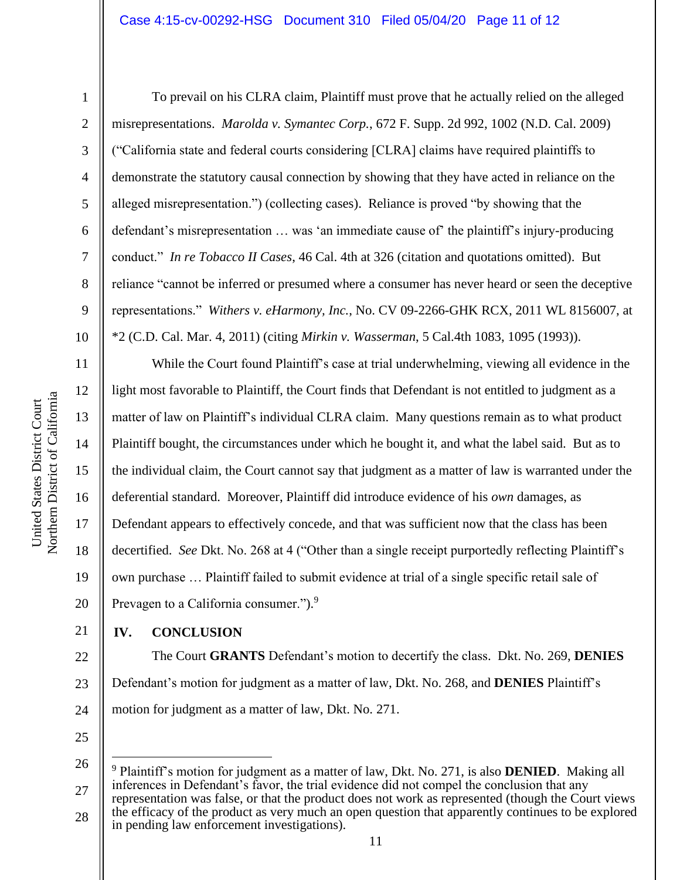To prevail on his CLRA claim, Plaintiff must prove that he actually relied on the alleged misrepresentations. *Marolda v. Symantec Corp.*, 672 F. Supp. 2d 992, 1002 (N.D. Cal. 2009) ("California state and federal courts considering [CLRA] claims have required plaintiffs to demonstrate the statutory causal connection by showing that they have acted in reliance on the alleged misrepresentation.") (collecting cases). Reliance is proved "by showing that the defendant's misrepresentation … was 'an immediate cause of' the plaintiff's injury-producing conduct." *In re Tobacco II Cases*, 46 Cal. 4th at 326 (citation and quotations omitted). But reliance "cannot be inferred or presumed where a consumer has never heard or seen the deceptive representations." *Withers v. eHarmony, Inc.*, No. CV 09-2266-GHK RCX, 2011 WL 8156007, at *2 (C.D. Cal. Mar. 4, 2011) (citing *Mirkin v. Wasserman*, 5 Cal.4th 1083, 1095 (1993)).

While the Court found Plaintiff's case at trial underwhelming, viewing all evidence in the light most favorable to Plaintiff, the Court finds that Defendant is not entitled to judgment as a matter of law on Plaintiff's individual CLRA claim. Many questions remain as to what product Plaintiff bought, the circumstances under which he bought it, and what the label said. But as to the individual claim, the Court cannot say that judgment as a matter of law is warranted under the deferential standard. Moreover, Plaintiff did introduce evidence of his *own* damages, as Defendant appears to effectively concede, and that was sufficient now that the class has been decertified. *See* Dkt. No. 268 at 4 ("Other than a single receipt purportedly reflecting Plaintiff's own purchase … Plaintiff failed to submit evidence at trial of a single specific retail sale of Prevagen to a California consumer.").[9]

## IV. CONCLUSION

The Court **GRANTS** Defendant's motion to decertify the class. Dkt. No. 269, **DENIES** Defendant's motion for judgment as a matter of law, Dkt. No. 268, and **DENIES** Plaintiff's motion for judgment as a matter of law, Dkt. No. 271.

---

[9] Plaintiff's motion for judgment as a matter of law, Dkt. No. 271, is also **DENIED**. Making all inferences in Defendant's favor, the trial evidence did not compel the conclusion that any representation was false, or that the product does not work as represented (though the Court views the efficacy of the product as very much an open question that apparently continues to be explored in pending law enforcement investigations).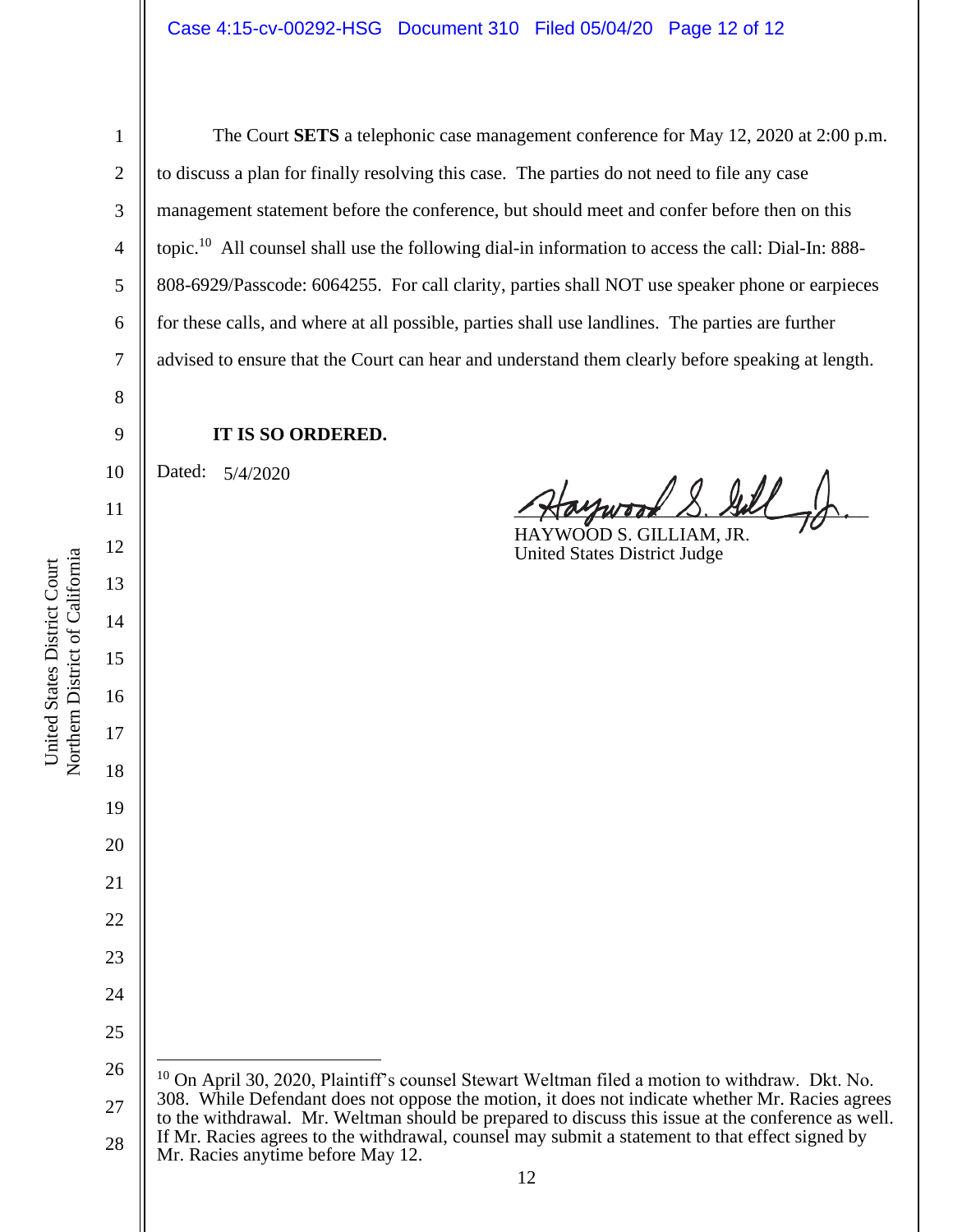The Court **SETS** a telephonic case management conference for May 12, 2020 at 2:00 p.m. to discuss a plan for finally resolving this case. The parties do not need to file any case management statement before the conference, but should meet and confer before then on this topic.[10] All counsel shall use the following dial-in information to access the call: Dial-In: 888-808-6929/Passcode: 6064255. For call clarity, parties shall NOT use speaker phone or earpieces for these calls, and where at all possible, parties shall use landlines. The parties are further advised to ensure that the Court can hear and understand them clearly before speaking at length.

**IT IS SO ORDERED.**

Dated: 5/4/2020

HAYWOOD S. GILLIAM, JR.
United States District Judge

---

[10] On April 30, 2020, Plaintiff's counsel Stewart Weltman filed a motion to withdraw. Dkt. No. 308. While Defendant does not oppose the motion, it does not indicate whether Mr. Racies agrees to the withdrawal. Mr. Weltman should be prepared to discuss this issue at the conference as well. If Mr. Racies agrees to the withdrawal, counsel may submit a statement to that effect signed by Mr. Racies anytime before May 12.